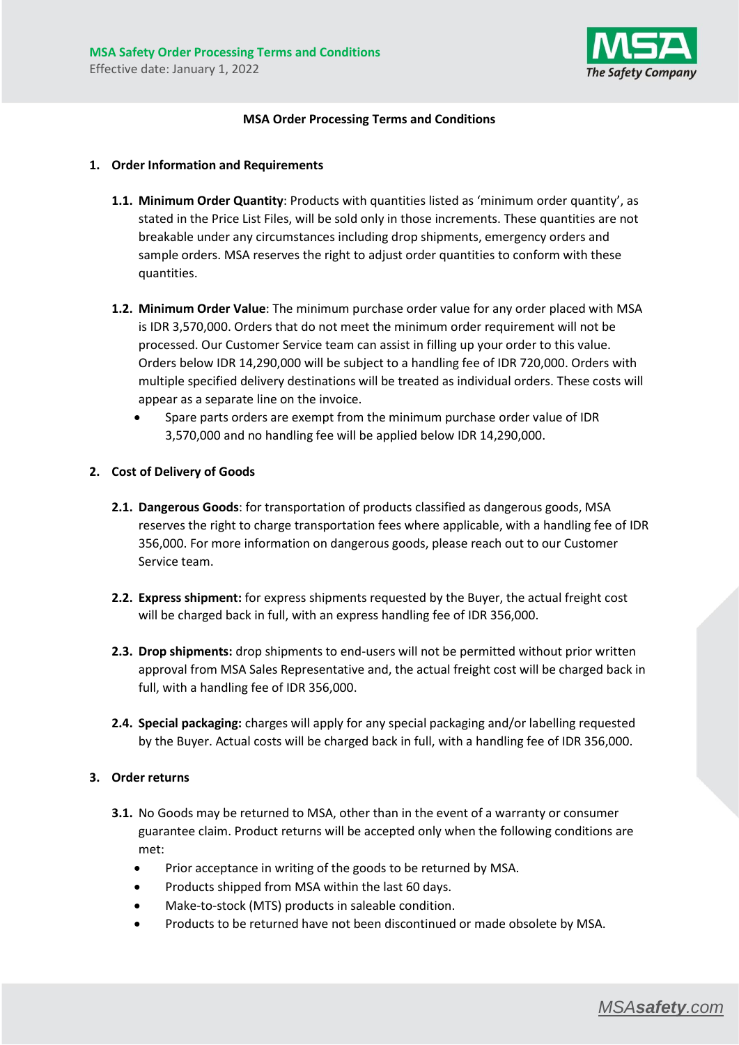# MSA Order Processing Terms and Conditions

## 1. Order Information and Requirements

**1.1. Minimum Order Quantity**: Products with quantities listed as 'minimum order quantity', as stated in the Price List Files, will be sold only in those increments. These quantities are not breakable under any circumstances including drop shipments, emergency orders and sample orders. MSA reserves the right to adjust order quantities to conform with these quantities.

**1.2. Minimum Order Value**: The minimum purchase order value for any order placed with MSA is IDR 3,570,000. Orders that do not meet the minimum order requirement will not be processed. Our Customer Service team can assist in filling up your order to this value. Orders below IDR 14,290,000 will be subject to a handling fee of IDR 720,000. Orders with multiple specified delivery destinations will be treated as individual orders. These costs will appear as a separate line on the invoice.

- Spare parts orders are exempt from the minimum purchase order value of IDR 3,570,000 and no handling fee will be applied below IDR 14,290,000.

## 2. Cost of Delivery of Goods

**2.1. Dangerous Goods**: for transportation of products classified as dangerous goods, MSA reserves the right to charge transportation fees where applicable, with a handling fee of IDR 356,000. For more information on dangerous goods, please reach out to our Customer Service team.

**2.2. Express shipment:** for express shipments requested by the Buyer, the actual freight cost will be charged back in full, with an express handling fee of IDR 356,000.

**2.3. Drop shipments:** drop shipments to end-users will not be permitted without prior written approval from MSA Sales Representative and, the actual freight cost will be charged back in full, with a handling fee of IDR 356,000.

**2.4. Special packaging:** charges will apply for any special packaging and/or labelling requested by the Buyer. Actual costs will be charged back in full, with a handling fee of IDR 356,000.

## 3. Order returns

**3.1.** No Goods may be returned to MSA, other than in the event of a warranty or consumer guarantee claim. Product returns will be accepted only when the following conditions are met:

- Prior acceptance in writing of the goods to be returned by MSA.
- Products shipped from MSA within the last 60 days.
- Make-to-stock (MTS) products in saleable condition.
- Products to be returned have not been discontinued or made obsolete by MSA.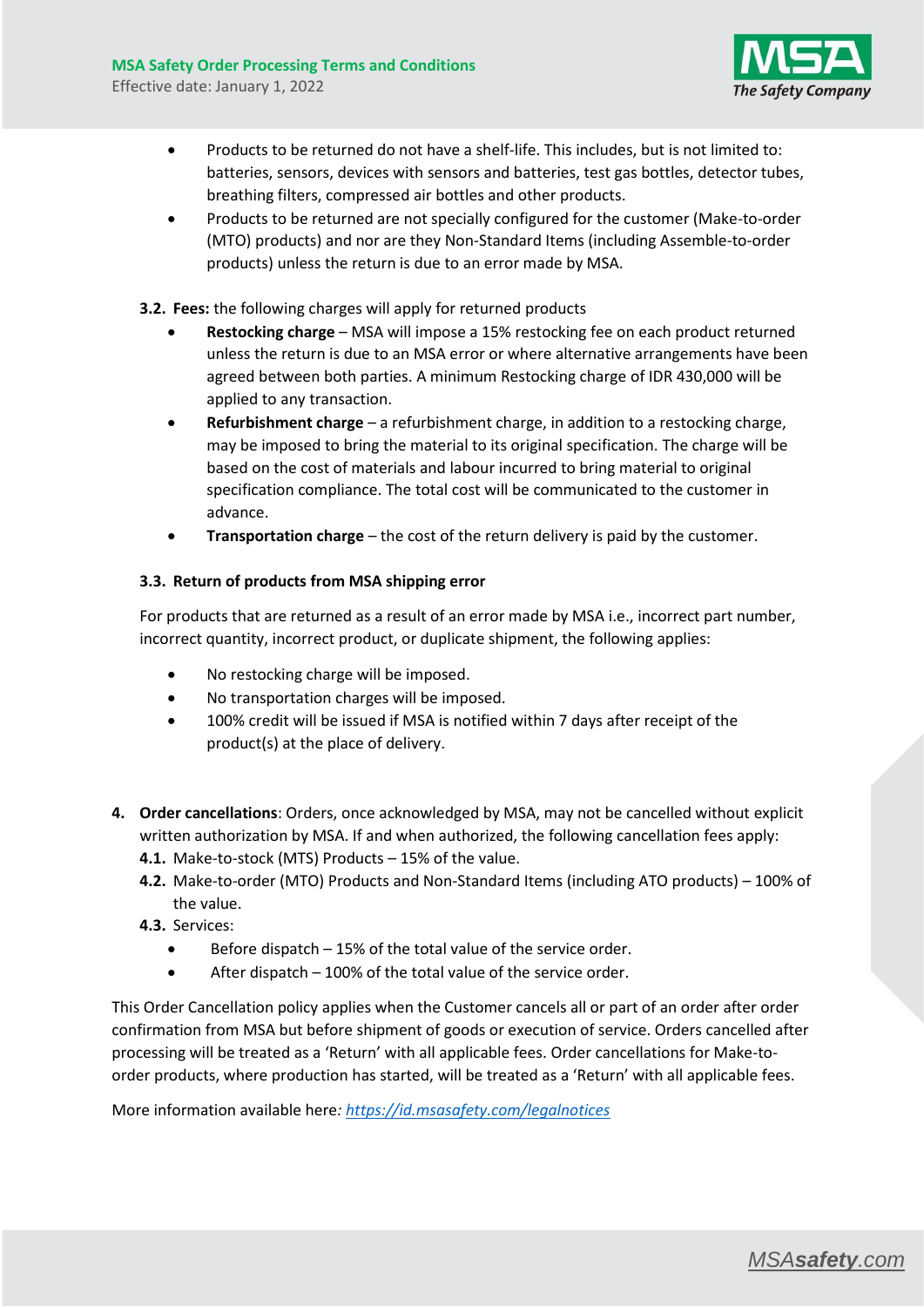- Products to be returned do not have a shelf-life. This includes, but is not limited to: batteries, sensors, devices with sensors and batteries, test gas bottles, detector tubes, breathing filters, compressed air bottles and other products.
- Products to be returned are not specially configured for the customer (Make-to-order (MTO) products) and nor are they Non-Standard Items (including Assemble-to-order products) unless the return is due to an error made by MSA.

**3.2. Fees:** the following charges will apply for returned products

- **Restocking charge** – MSA will impose a 15% restocking fee on each product returned unless the return is due to an MSA error or where alternative arrangements have been agreed between both parties. A minimum Restocking charge of IDR 430,000 will be applied to any transaction.
- **Refurbishment charge** – a refurbishment charge, in addition to a restocking charge, may be imposed to bring the material to its original specification. The charge will be based on the cost of materials and labour incurred to bring material to original specification compliance. The total cost will be communicated to the customer in advance.
- **Transportation charge** – the cost of the return delivery is paid by the customer.

**3.3. Return of products from MSA shipping error**

For products that are returned as a result of an error made by MSA i.e., incorrect part number, incorrect quantity, incorrect product, or duplicate shipment, the following applies:

- No restocking charge will be imposed.
- No transportation charges will be imposed.
- 100% credit will be issued if MSA is notified within 7 days after receipt of the product(s) at the place of delivery.

**4. Order cancellations**: Orders, once acknowledged by MSA, may not be cancelled without explicit written authorization by MSA. If and when authorized, the following cancellation fees apply:

**4.1.** Make-to-stock (MTS) Products – 15% of the value.

**4.2.** Make-to-order (MTO) Products and Non-Standard Items (including ATO products) – 100% of the value.

**4.3.** Services:

- Before dispatch – 15% of the total value of the service order.
- After dispatch – 100% of the total value of the service order.

This Order Cancellation policy applies when the Customer cancels all or part of an order after order confirmation from MSA but before shipment of goods or execution of service. Orders cancelled after processing will be treated as a 'Return' with all applicable fees. Order cancellations for Make-to-order products, where production has started, will be treated as a 'Return' with all applicable fees.

More information available here*:* https://id.msasafety.com/legalnotices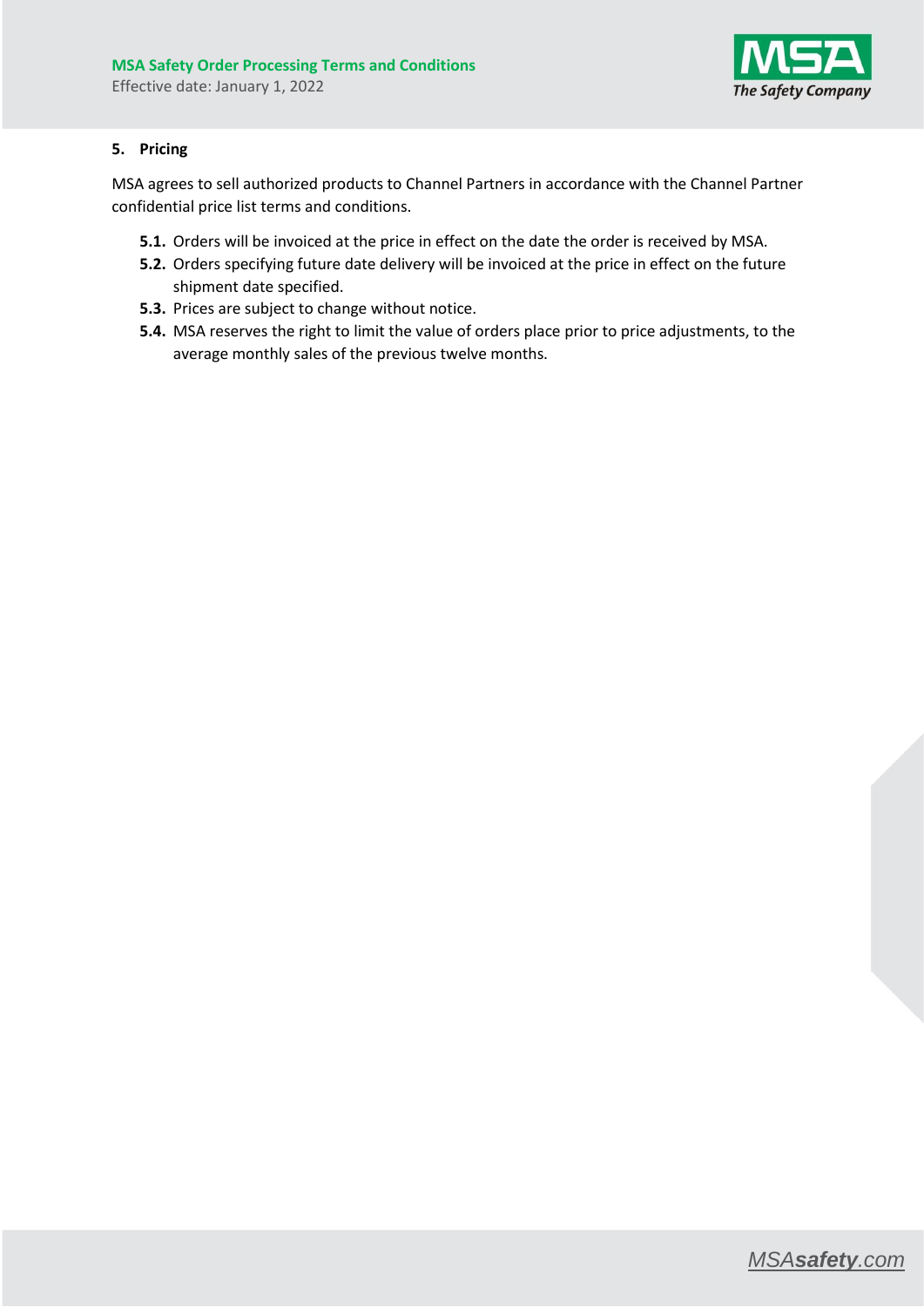### 5. Pricing

MSA agrees to sell authorized products to Channel Partners in accordance with the Channel Partner confidential price list terms and conditions.

- **5.1.** Orders will be invoiced at the price in effect on the date the order is received by MSA.
- **5.2.** Orders specifying future date delivery will be invoiced at the price in effect on the future shipment date specified.
- **5.3.** Prices are subject to change without notice.
- **5.4.** MSA reserves the right to limit the value of orders place prior to price adjustments, to the average monthly sales of the previous twelve months.